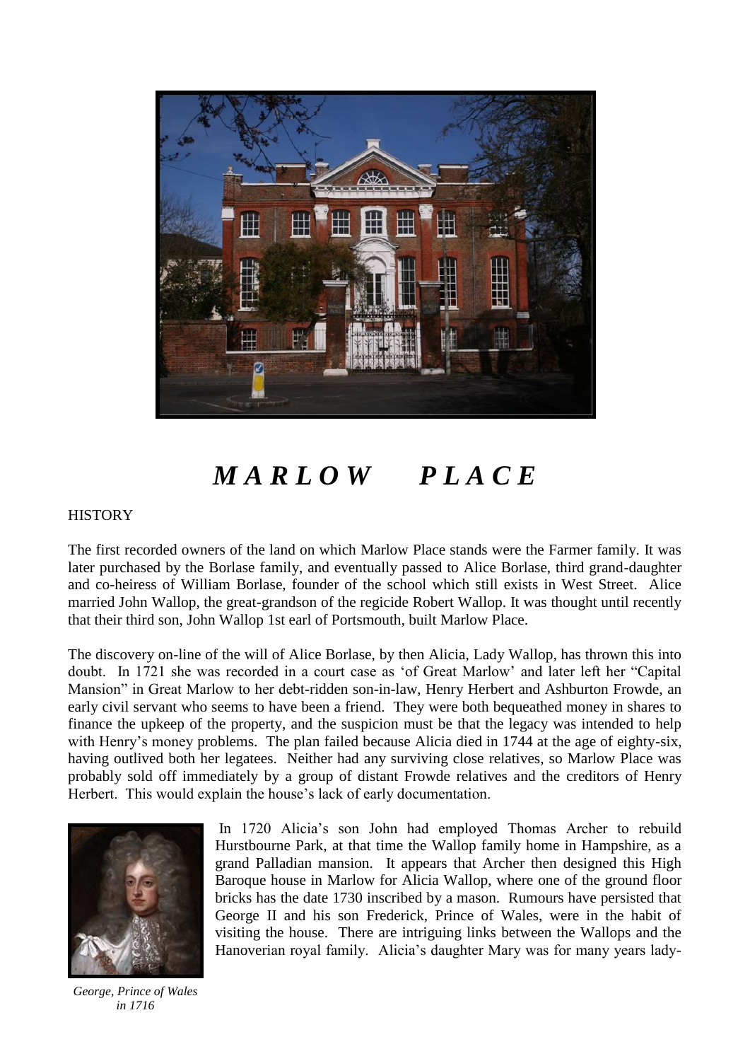# MARLOW PLACE

HISTORY

The first recorded owners of the land on which Marlow Place stands were the Farmer family. It was later purchased by the Borlase family, and eventually passed to Alice Borlase, third grand-daughter and co-heiress of William Borlase, founder of the school which still exists in West Street. Alice married John Wallop, the great-grandson of the regicide Robert Wallop. It was thought until recently that their third son, John Wallop 1st earl of Portsmouth, built Marlow Place.

The discovery on-line of the will of Alice Borlase, by then Alicia, Lady Wallop, has thrown this into doubt. In 1721 she was recorded in a court case as 'of Great Marlow' and later left her "Capital Mansion" in Great Marlow to her debt-ridden son-in-law, Henry Herbert and Ashburton Frowde, an early civil servant who seems to have been a friend. They were both bequeathed money in shares to finance the upkeep of the property, and the suspicion must be that the legacy was intended to help with Henry's money problems. The plan failed because Alicia died in 1744 at the age of eighty-six, having outlived both her legatees. Neither had any surviving close relatives, so Marlow Place was probably sold off immediately by a group of distant Frowde relatives and the creditors of Henry Herbert. This would explain the house's lack of early documentation.

*George, Prince of Wales in 1716*

In 1720 Alicia's son John had employed Thomas Archer to rebuild Hurstbourne Park, at that time the Wallop family home in Hampshire, as a grand Palladian mansion. It appears that Archer then designed this High Baroque house in Marlow for Alicia Wallop, where one of the ground floor bricks has the date 1730 inscribed by a mason. Rumours have persisted that George II and his son Frederick, Prince of Wales, were in the habit of visiting the house. There are intriguing links between the Wallops and the Hanoverian royal family. Alicia's daughter Mary was for many years lady-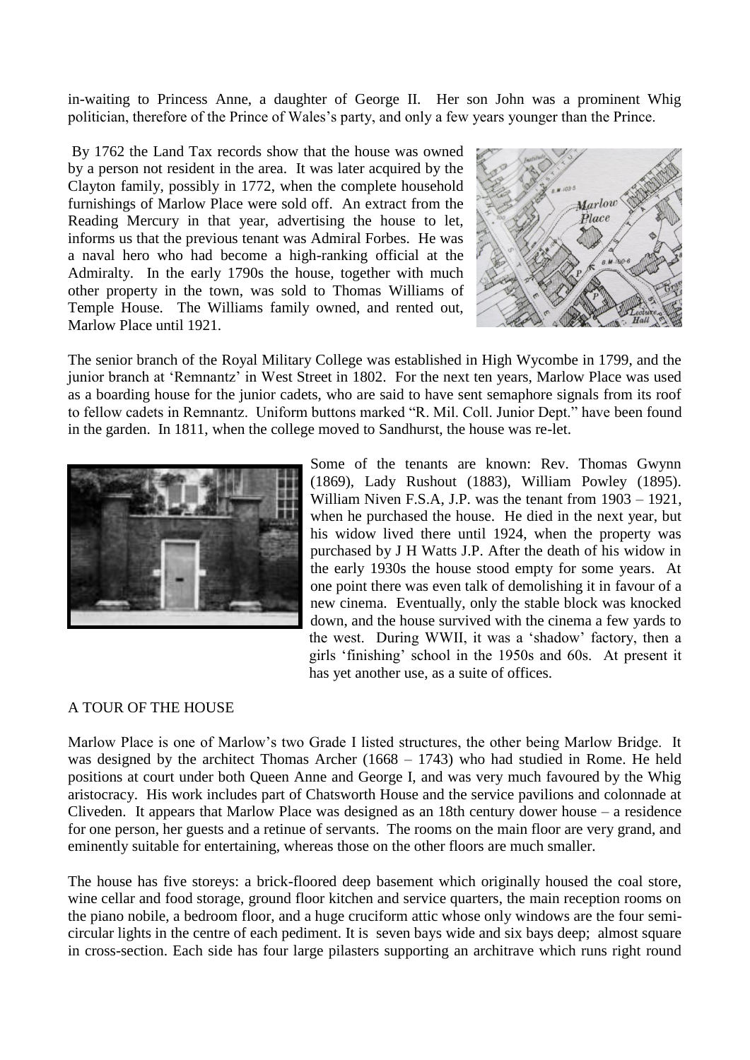in-waiting to Princess Anne, a daughter of George II. Her son John was a prominent Whig politician, therefore of the Prince of Wales's party, and only a few years younger than the Prince.

By 1762 the Land Tax records show that the house was owned by a person not resident in the area. It was later acquired by the Clayton family, possibly in 1772, when the complete household furnishings of Marlow Place were sold off. An extract from the Reading Mercury in that year, advertising the house to let, informs us that the previous tenant was Admiral Forbes. He was a naval hero who had become a high-ranking official at the Admiralty. In the early 1790s the house, together with much other property in the town, was sold to Thomas Williams of Temple House. The Williams family owned, and rented out, Marlow Place until 1921.

The senior branch of the Royal Military College was established in High Wycombe in 1799, and the junior branch at 'Remnantz' in West Street in 1802. For the next ten years, Marlow Place was used as a boarding house for the junior cadets, who are said to have sent semaphore signals from its roof to fellow cadets in Remnantz. Uniform buttons marked "R. Mil. Coll. Junior Dept." have been found in the garden. In 1811, when the college moved to Sandhurst, the house was re-let.

Some of the tenants are known: Rev. Thomas Gwynn (1869), Lady Rushout (1883), William Powley (1895). William Niven F.S.A, J.P. was the tenant from 1903 – 1921, when he purchased the house. He died in the next year, but his widow lived there until 1924, when the property was purchased by J H Watts J.P. After the death of his widow in the early 1930s the house stood empty for some years. At one point there was even talk of demolishing it in favour of a new cinema. Eventually, only the stable block was knocked down, and the house survived with the cinema a few yards to the west. During WWII, it was a 'shadow' factory, then a girls 'finishing' school in the 1950s and 60s. At present it has yet another use, as a suite of offices.

## A TOUR OF THE HOUSE

Marlow Place is one of Marlow's two Grade I listed structures, the other being Marlow Bridge. It was designed by the architect Thomas Archer (1668 – 1743) who had studied in Rome. He held positions at court under both Queen Anne and George I, and was very much favoured by the Whig aristocracy. His work includes part of Chatsworth House and the service pavilions and colonnade at Cliveden. It appears that Marlow Place was designed as an 18th century dower house – a residence for one person, her guests and a retinue of servants. The rooms on the main floor are very grand, and eminently suitable for entertaining, whereas those on the other floors are much smaller.

The house has five storeys: a brick-floored deep basement which originally housed the coal store, wine cellar and food storage, ground floor kitchen and service quarters, the main reception rooms on the piano nobile, a bedroom floor, and a huge cruciform attic whose only windows are the four semi-circular lights in the centre of each pediment. It is seven bays wide and six bays deep; almost square in cross-section. Each side has four large pilasters supporting an architrave which runs right round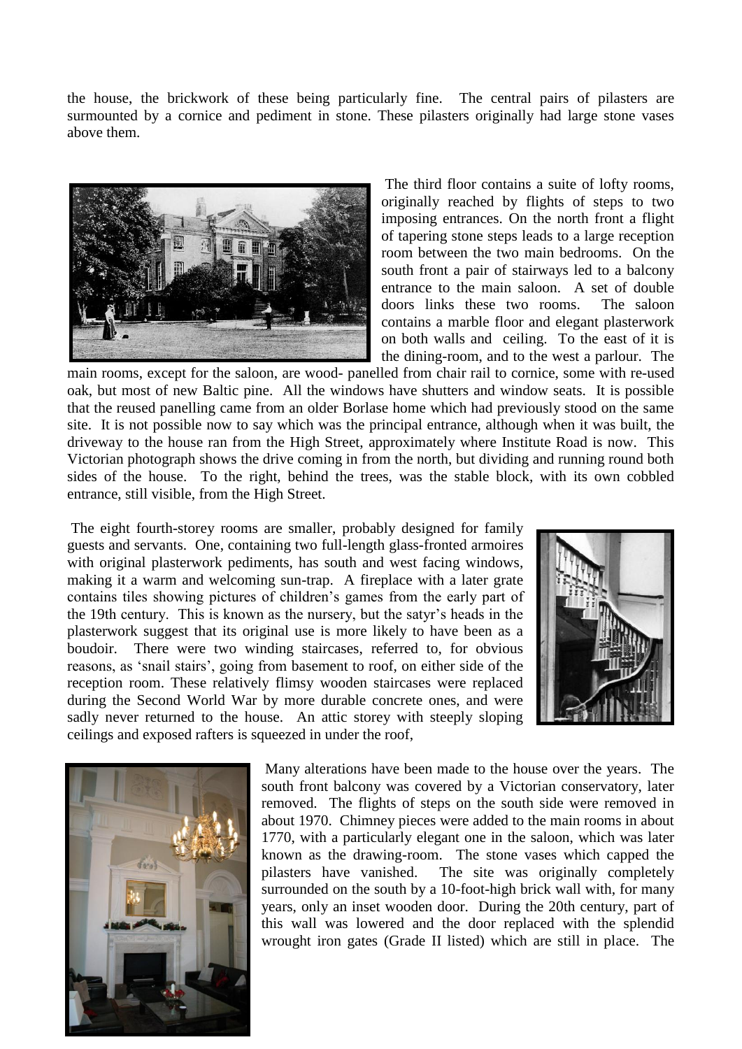the house, the brickwork of these being particularly fine. The central pairs of pilasters are surmounted by a cornice and pediment in stone. These pilasters originally had large stone vases above them.

The third floor contains a suite of lofty rooms, originally reached by flights of steps to two imposing entrances. On the north front a flight of tapering stone steps leads to a large reception room between the two main bedrooms. On the south front a pair of stairways led to a balcony entrance to the main saloon. A set of double doors links these two rooms. The saloon contains a marble floor and elegant plasterwork on both walls and ceiling. To the east of it is the dining-room, and to the west a parlour. The main rooms, except for the saloon, are wood- panelled from chair rail to cornice, some with re-used oak, but most of new Baltic pine. All the windows have shutters and window seats. It is possible that the reused panelling came from an older Borlase home which had previously stood on the same site. It is not possible now to say which was the principal entrance, although when it was built, the driveway to the house ran from the High Street, approximately where Institute Road is now. This Victorian photograph shows the drive coming in from the north, but dividing and running round both sides of the house. To the right, behind the trees, was the stable block, with its own cobbled entrance, still visible, from the High Street.

The eight fourth-storey rooms are smaller, probably designed for family guests and servants. One, containing two full-length glass-fronted armoires with original plasterwork pediments, has south and west facing windows, making it a warm and welcoming sun-trap. A fireplace with a later grate contains tiles showing pictures of children's games from the early part of the 19th century. This is known as the nursery, but the satyr's heads in the plasterwork suggest that its original use is more likely to have been as a boudoir. There were two winding staircases, referred to, for obvious reasons, as 'snail stairs', going from basement to roof, on either side of the reception room. These relatively flimsy wooden staircases were replaced during the Second World War by more durable concrete ones, and were sadly never returned to the house. An attic storey with steeply sloping ceilings and exposed rafters is squeezed in under the roof,

Many alterations have been made to the house over the years. The south front balcony was covered by a Victorian conservatory, later removed. The flights of steps on the south side were removed in about 1970. Chimney pieces were added to the main rooms in about 1770, with a particularly elegant one in the saloon, which was later known as the drawing-room. The stone vases which capped the pilasters have vanished. The site was originally completely surrounded on the south by a 10-foot-high brick wall with, for many years, only an inset wooden door. During the 20th century, part of this wall was lowered and the door replaced with the splendid wrought iron gates (Grade II listed) which are still in place. The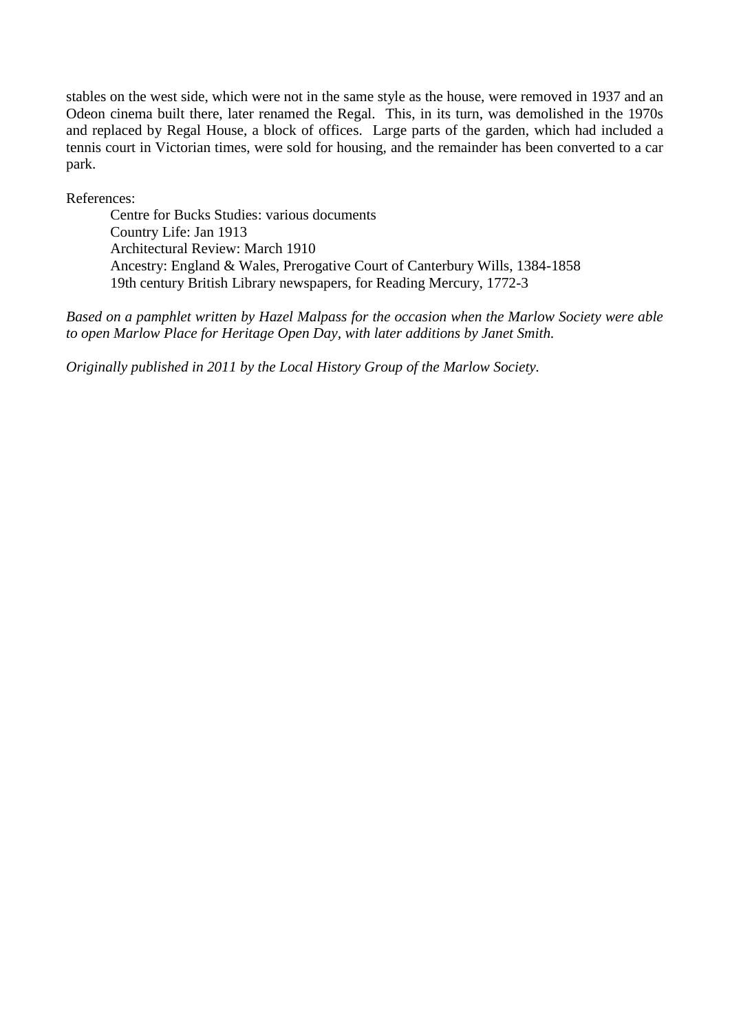stables on the west side, which were not in the same style as the house, were removed in 1937 and an Odeon cinema built there, later renamed the Regal. This, in its turn, was demolished in the 1970s and replaced by Regal House, a block of offices. Large parts of the garden, which had included a tennis court in Victorian times, were sold for housing, and the remainder has been converted to a car park.

References:

- Centre for Bucks Studies: various documents
- Country Life: Jan 1913
- Architectural Review: March 1910
- Ancestry: England & Wales, Prerogative Court of Canterbury Wills, 1384-1858
- 19th century British Library newspapers, for Reading Mercury, 1772-3

*Based on a pamphlet written by Hazel Malpass for the occasion when the Marlow Society were able to open Marlow Place for Heritage Open Day, with later additions by Janet Smith.*

*Originally published in 2011 by the Local History Group of the Marlow Society.*